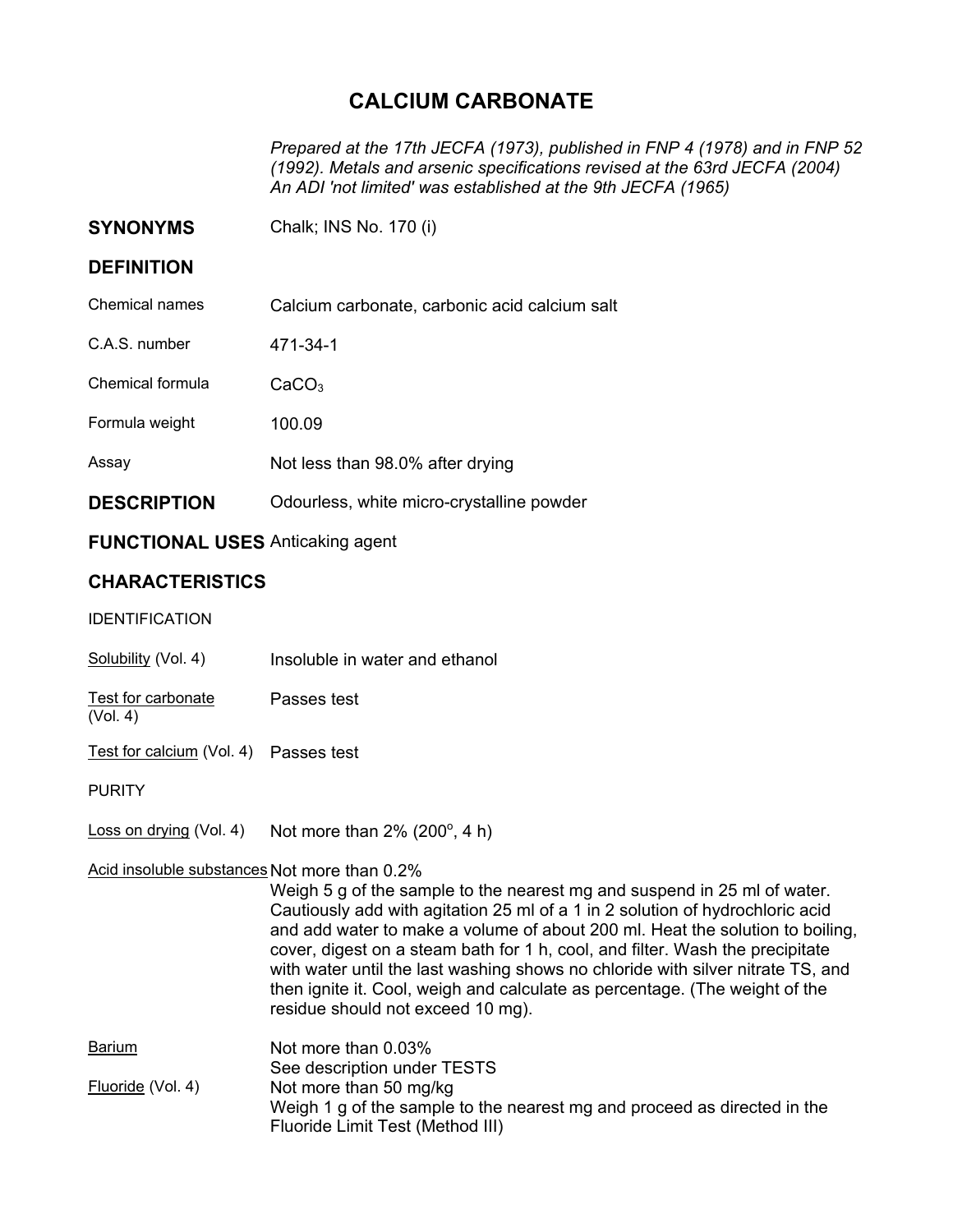# CALCIUM CARBONATE

*Prepared at the 17th JECFA (1973), published in FNP 4 (1978) and in FNP 52 (1992). Metals and arsenic specifications revised at the 63rd JECFA (2004) An ADI 'not limited' was established at the 9th JECFA (1965)*

## SYNONYMS

Chalk; INS No. 170 (i)

## DEFINITION

| | |
|---|---|
| Chemical names | Calcium carbonate, carbonic acid calcium salt |
| C.A.S. number | 471-34-1 |
| Chemical formula | $CaCO_3$ |
| Formula weight | 100.09 |
| Assay | Not less than 98.0% after drying |

## DESCRIPTION

Odourless, white micro-crystalline powder

## FUNCTIONAL USES

Anticaking agent

## CHARACTERISTICS

IDENTIFICATION

Solubility (Vol. 4) — Insoluble in water and ethanol

Test for carbonate (Vol. 4) — Passes test

Test for calcium (Vol. 4) — Passes test

PURITY

Loss on drying (Vol. 4) — Not more than 2% (200°, 4 h)

Acid insoluble substances — Not more than 0.2%

Weigh 5 g of the sample to the nearest mg and suspend in 25 ml of water. Cautiously add with agitation 25 ml of a 1 in 2 solution of hydrochloric acid and add water to make a volume of about 200 ml. Heat the solution to boiling, cover, digest on a steam bath for 1 h, cool, and filter. Wash the precipitate with water until the last washing shows no chloride with silver nitrate TS, and then ignite it. Cool, weigh and calculate as percentage. (The weight of the residue should not exceed 10 mg).

Barium — Not more than 0.03%

See description under TESTS

Fluoride (Vol. 4) — Not more than 50 mg/kg

Weigh 1 g of the sample to the nearest mg and proceed as directed in the Fluoride Limit Test (Method III)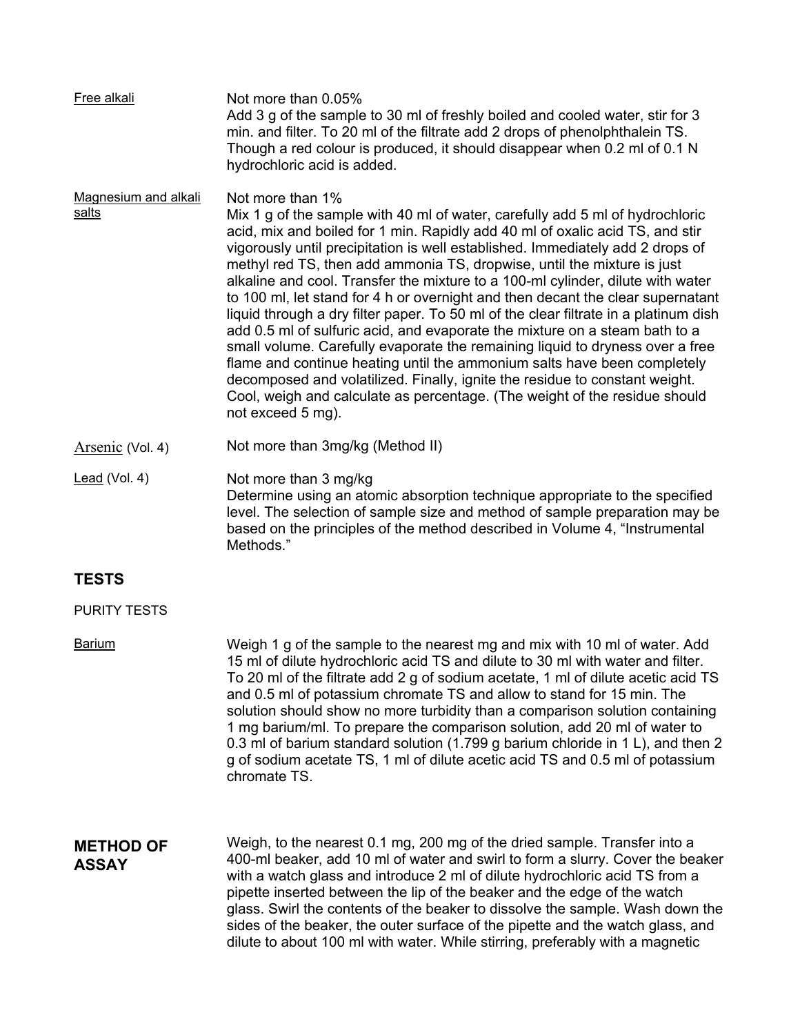Free alkali

Not more than 0.05%
Add 3 g of the sample to 30 ml of freshly boiled and cooled water, stir for 3 min. and filter. To 20 ml of the filtrate add 2 drops of phenolphthalein TS. Though a red colour is produced, it should disappear when 0.2 ml of 0.1 N hydrochloric acid is added.

Magnesium and alkali salts

Not more than 1%
Mix 1 g of the sample with 40 ml of water, carefully add 5 ml of hydrochloric acid, mix and boiled for 1 min. Rapidly add 40 ml of oxalic acid TS, and stir vigorously until precipitation is well established. Immediately add 2 drops of methyl red TS, then add ammonia TS, dropwise, until the mixture is just alkaline and cool. Transfer the mixture to a 100-ml cylinder, dilute with water to 100 ml, let stand for 4 h or overnight and then decant the clear supernatant liquid through a dry filter paper. To 50 ml of the clear filtrate in a platinum dish add 0.5 ml of sulfuric acid, and evaporate the mixture on a steam bath to a small volume. Carefully evaporate the remaining liquid to dryness over a free flame and continue heating until the ammonium salts have been completely decomposed and volatilized. Finally, ignite the residue to constant weight. Cool, weigh and calculate as percentage. (The weight of the residue should not exceed 5 mg).

Arsenic (Vol. 4)

Not more than 3mg/kg (Method II)

Lead (Vol. 4)

Not more than 3 mg/kg
Determine using an atomic absorption technique appropriate to the specified level. The selection of sample size and method of sample preparation may be based on the principles of the method described in Volume 4, "Instrumental Methods."

## TESTS

PURITY TESTS

Barium

Weigh 1 g of the sample to the nearest mg and mix with 10 ml of water. Add 15 ml of dilute hydrochloric acid TS and dilute to 30 ml with water and filter. To 20 ml of the filtrate add 2 g of sodium acetate, 1 ml of dilute acetic acid TS and 0.5 ml of potassium chromate TS and allow to stand for 15 min. The solution should show no more turbidity than a comparison solution containing 1 mg barium/ml. To prepare the comparison solution, add 20 ml of water to 0.3 ml of barium standard solution (1.799 g barium chloride in 1 L), and then 2 g of sodium acetate TS, 1 ml of dilute acetic acid TS and 0.5 ml of potassium chromate TS.

## METHOD OF ASSAY

Weigh, to the nearest 0.1 mg, 200 mg of the dried sample. Transfer into a 400-ml beaker, add 10 ml of water and swirl to form a slurry. Cover the beaker with a watch glass and introduce 2 ml of dilute hydrochloric acid TS from a pipette inserted between the lip of the beaker and the edge of the watch glass. Swirl the contents of the beaker to dissolve the sample. Wash down the sides of the beaker, the outer surface of the pipette and the watch glass, and dilute to about 100 ml with water. While stirring, preferably with a magnetic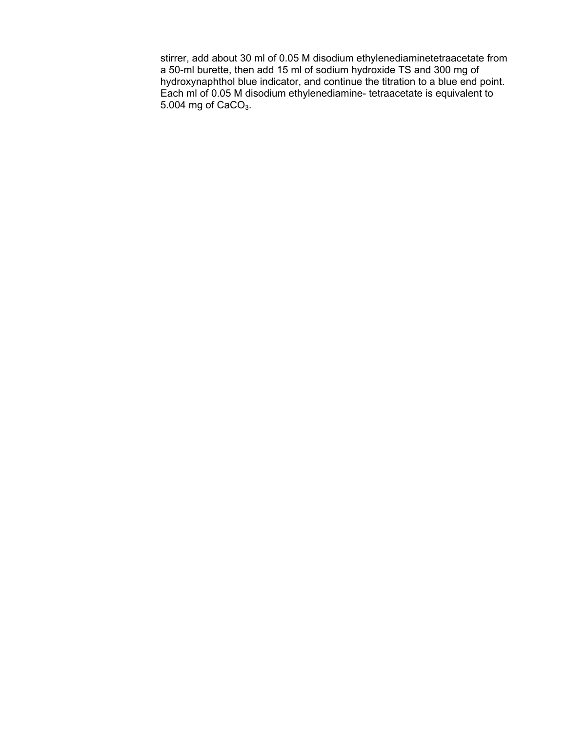stirrer, add about 30 ml of 0.05 M disodium ethylenediaminetetraacetate from a 50-ml burette, then add 15 ml of sodium hydroxide TS and 300 mg of hydroxynaphthol blue indicator, and continue the titration to a blue end point. Each ml of 0.05 M disodium ethylenediamine- tetraacetate is equivalent to 5.004 mg of $CaCO_3$.